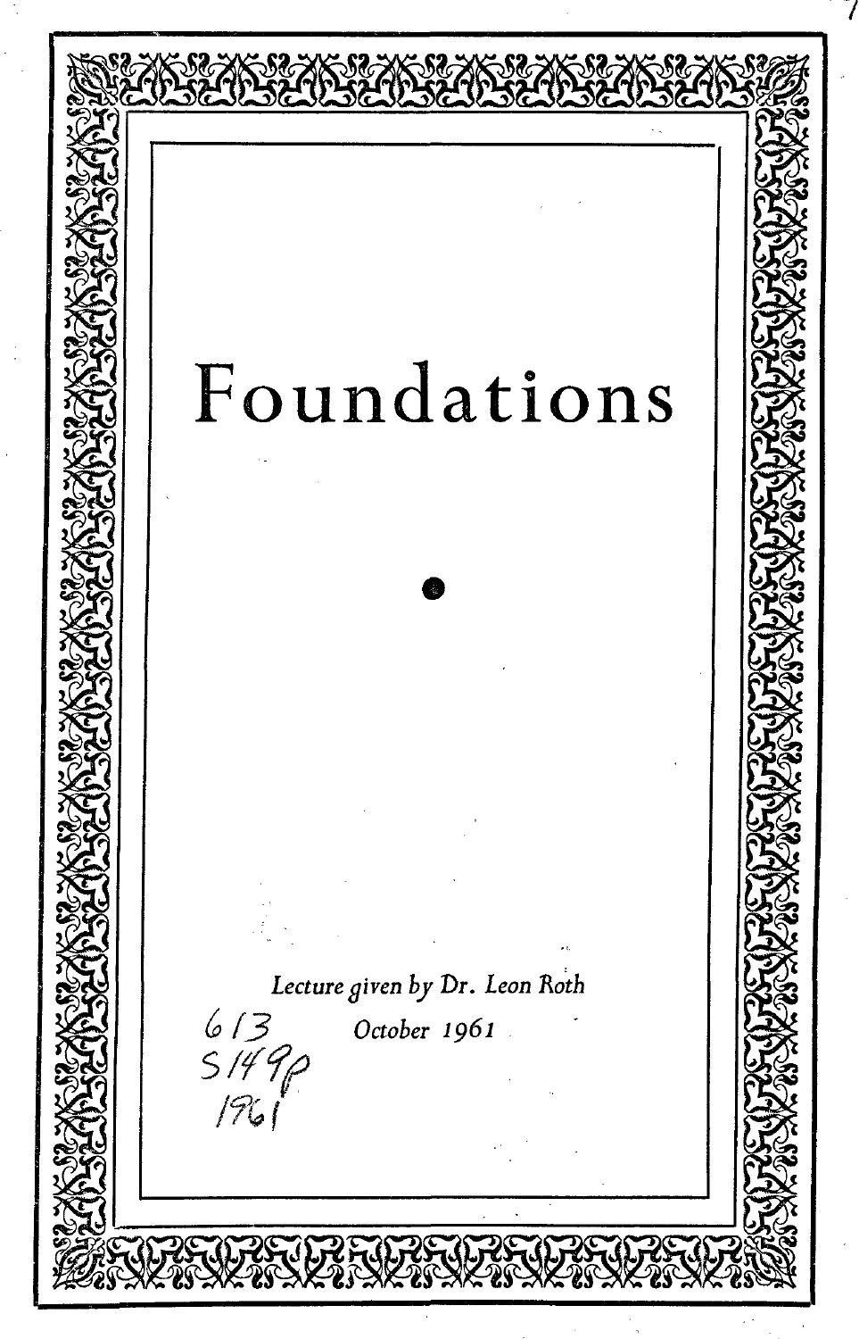# Foundations

*Lecture given by Dr. Leon Roth*

613
S149p
1961

*October 1961*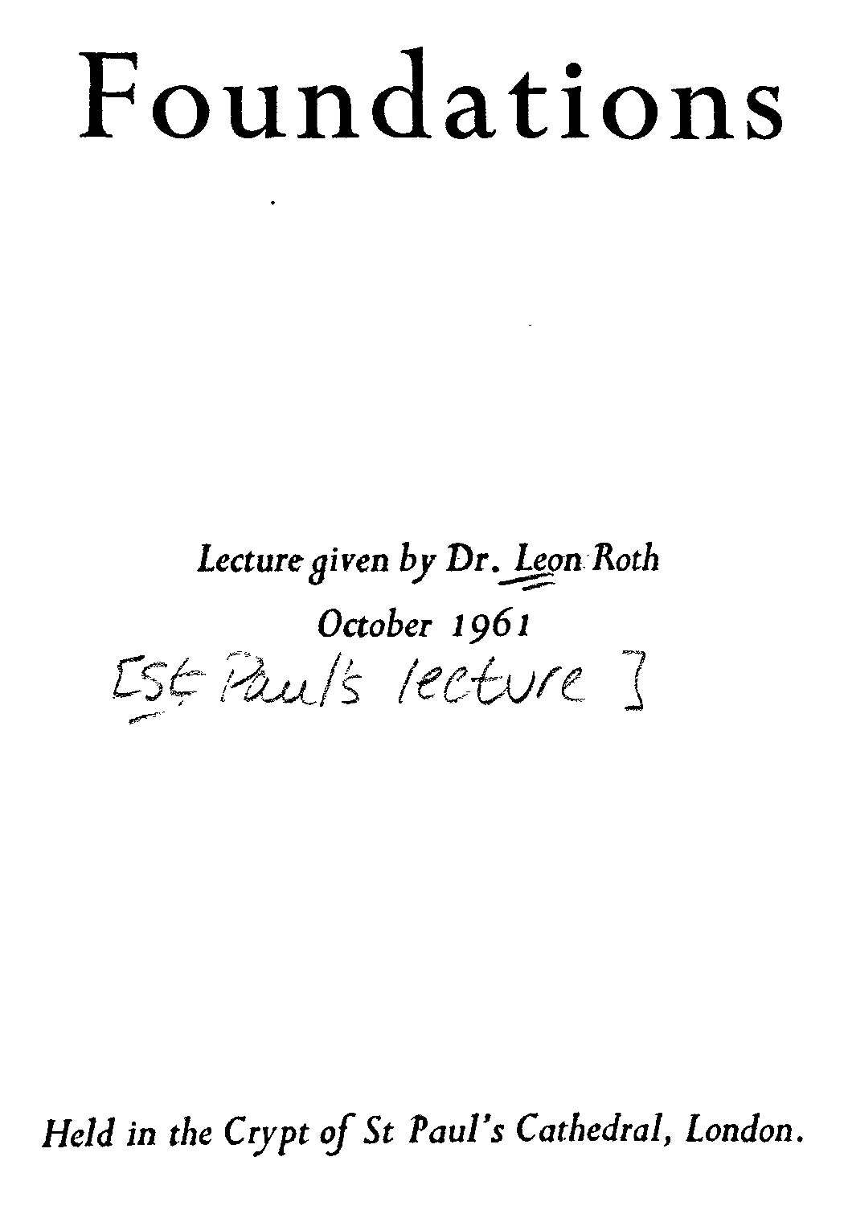# Foundations

*Lecture given by Dr. Leon Roth*

*October 1961*

[St Paul's lecture]

*Held in the Crypt of St Paul's Cathedral, London.*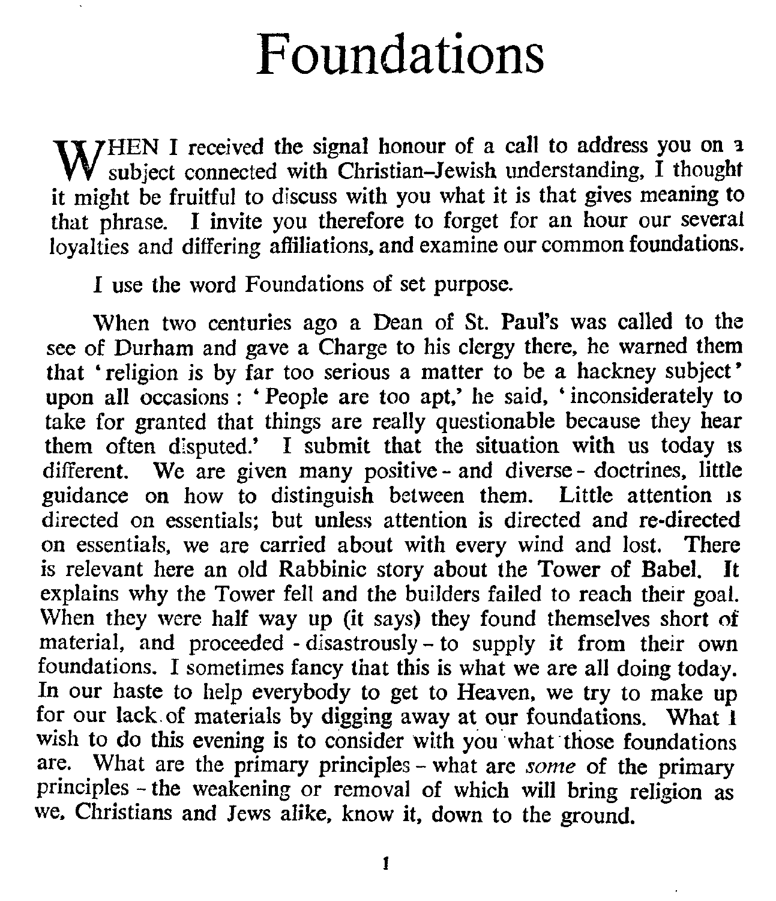# Foundations

WHEN I received the signal honour of a call to address you on a subject connected with Christian–Jewish understanding, I thought it might be fruitful to discuss with you what it is that gives meaning to that phrase. I invite you therefore to forget for an hour our several loyalties and differing affiliations, and examine our common foundations.

I use the word Foundations of set purpose.

When two centuries ago a Dean of St. Paul's was called to the see of Durham and gave a Charge to his clergy there, he warned them that 'religion is by far too serious a matter to be a hackney subject' upon all occasions : 'People are too apt,' he said, 'inconsiderately to take for granted that things are really questionable because they hear them often disputed.' I submit that the situation with us today is different. We are given many positive - and diverse - doctrines, little guidance on how to distinguish between them. Little attention is directed on essentials; but unless attention is directed and re-directed on essentials, we are carried about with every wind and lost. There is relevant here an old Rabbinic story about the Tower of Babel. It explains why the Tower fell and the builders failed to reach their goal. When they were half way up (it says) they found themselves short of material, and proceeded - disastrously – to supply it from their own foundations. I sometimes fancy that this is what we are all doing today. In our haste to help everybody to get to Heaven, we try to make up for our lack of materials by digging away at our foundations. What I wish to do this evening is to consider with you what those foundations are. What are the primary principles – what are *some* of the primary principles – the weakening or removal of which will bring religion as we, Christians and Jews alike, know it, down to the ground.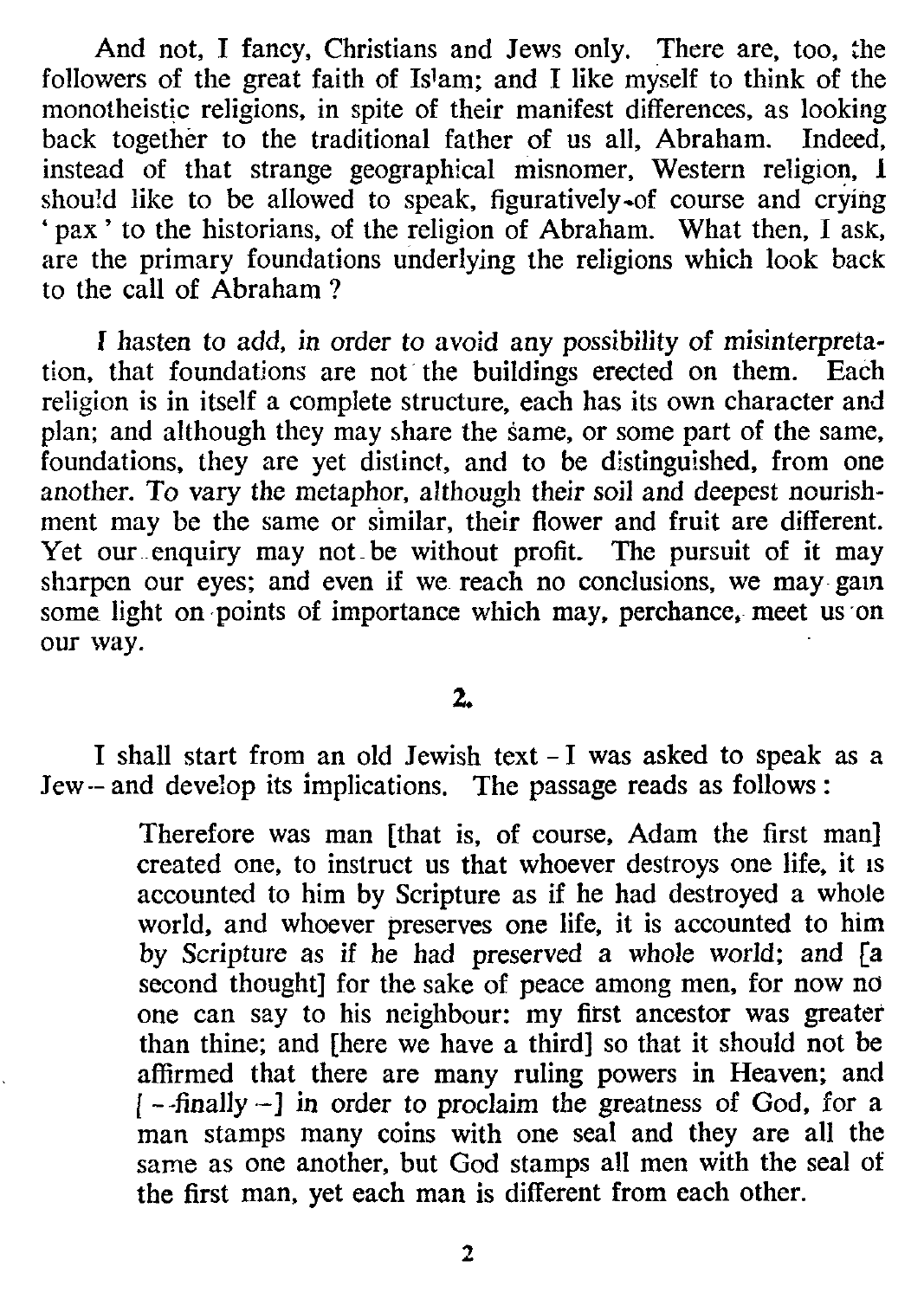And not, I fancy, Christians and Jews only. There are, too, the followers of the great faith of Islam; and I like myself to think of the monotheistic religions, in spite of their manifest differences, as looking back together to the traditional father of us all, Abraham. Indeed, instead of that strange geographical misnomer, Western religion, I should like to be allowed to speak, figuratively of course and crying 'pax' to the historians, of the religion of Abraham. What then, I ask, are the primary foundations underlying the religions which look back to the call of Abraham?

I hasten to add, in order to avoid any possibility of misinterpretation, that foundations are not the buildings erected on them. Each religion is in itself a complete structure, each has its own character and plan; and although they may share the same, or some part of the same, foundations, they are yet distinct, and to be distinguished, from one another. To vary the metaphor, although their soil and deepest nourishment may be the same or similar, their flower and fruit are different. Yet our enquiry may not be without profit. The pursuit of it may sharpen our eyes; and even if we reach no conclusions, we may gain some light on points of importance which may, perchance, meet us on our way.

## 2.

I shall start from an old Jewish text - I was asked to speak as a Jew -- and develop its implications. The passage reads as follows:

> Therefore was man [that is, of course, Adam the first man] created one, to instruct us that whoever destroys one life, it is accounted to him by Scripture as if he had destroyed a whole world, and whoever preserves one life, it is accounted to him by Scripture as if he had preserved a whole world; and [a second thought] for the sake of peace among men, for now no one can say to his neighbour: my first ancestor was greater than thine; and [here we have a third] so that it should not be affirmed that there are many ruling powers in Heaven; and [ -- finally -- ] in order to proclaim the greatness of God, for a man stamps many coins with one seal and they are all the same as one another, but God stamps all men with the seal of the first man, yet each man is different from each other.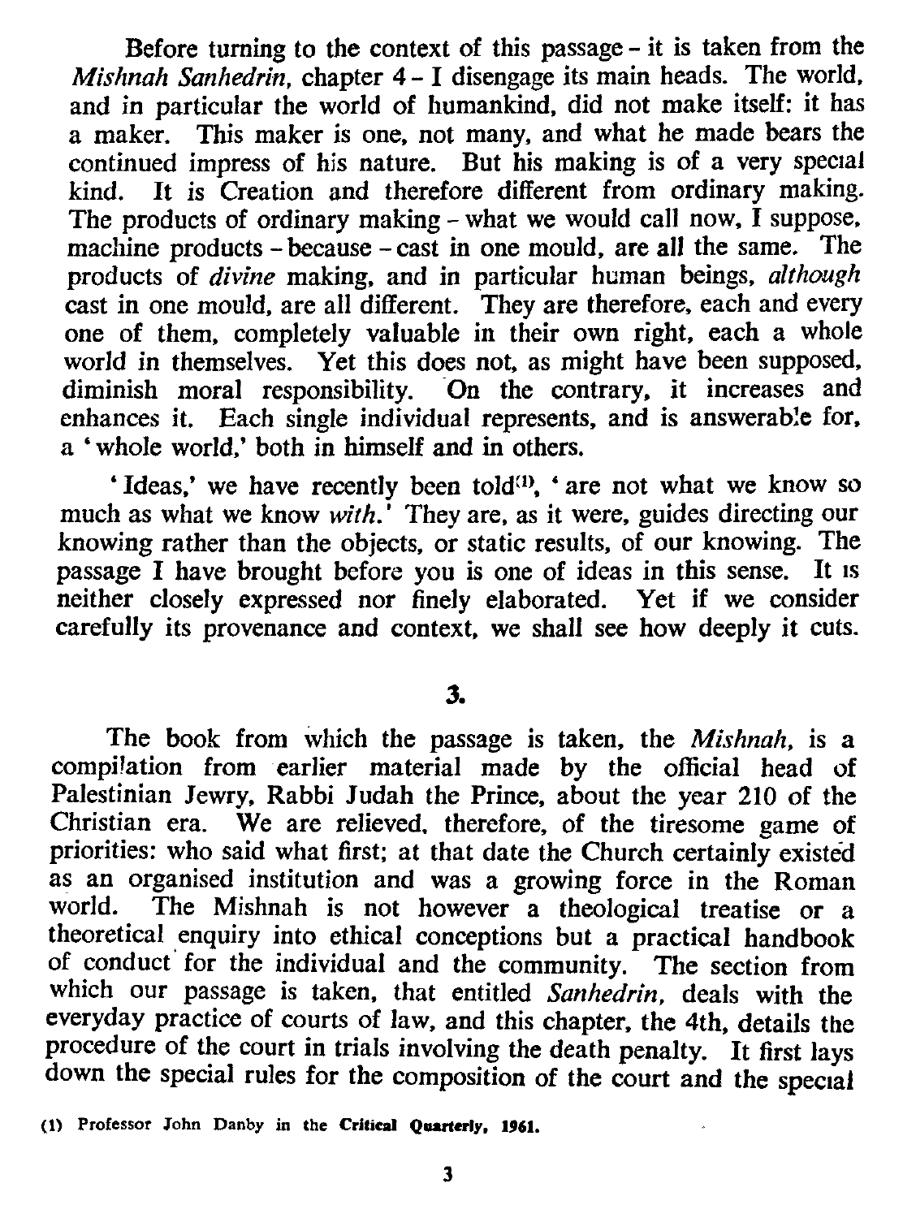Before turning to the context of this passage – it is taken from the *Mishnah Sanhedrin*, chapter 4 – I disengage its main heads. The world, and in particular the world of humankind, did not make itself: it has a maker. This maker is one, not many, and what he made bears the continued impress of his nature. But his making is of a very special kind. It is Creation and therefore different from ordinary making. The products of ordinary making – what we would call now, I suppose, machine products – because – cast in one mould, are all the same. The products of *divine* making, and in particular human beings, *although* cast in one mould, are all different. They are therefore, each and every one of them, completely valuable in their own right, each a whole world in themselves. Yet this does not, as might have been supposed, diminish moral responsibility. On the contrary, it increases and enhances it. Each single individual represents, and is answerable for, a 'whole world,' both in himself and in others.

'Ideas,' we have recently been told[1], 'are not what we know so much as what we know *with*.' They are, as it were, guides directing our knowing rather than the objects, or static results, of our knowing. The passage I have brought before you is one of ideas in this sense. It is neither closely expressed nor finely elaborated. Yet if we consider carefully its provenance and context, we shall see how deeply it cuts.

## 3.

The book from which the passage is taken, the *Mishnah*, is a compilation from earlier material made by the official head of Palestinian Jewry, Rabbi Judah the Prince, about the year 210 of the Christian era. We are relieved, therefore, of the tiresome game of priorities: who said what first; at that date the Church certainly existed as an organised institution and was a growing force in the Roman world. The Mishnah is not however a theological treatise or a theoretical enquiry into ethical conceptions but a practical handbook of conduct for the individual and the community. The section from which our passage is taken, that entitled *Sanhedrin*, deals with the everyday practice of courts of law, and this chapter, the 4th, details the procedure of the court in trials involving the death penalty. It first lays down the special rules for the composition of the court and the special

(1) Professor John Danby in the **Critical Quarterly, 1961.**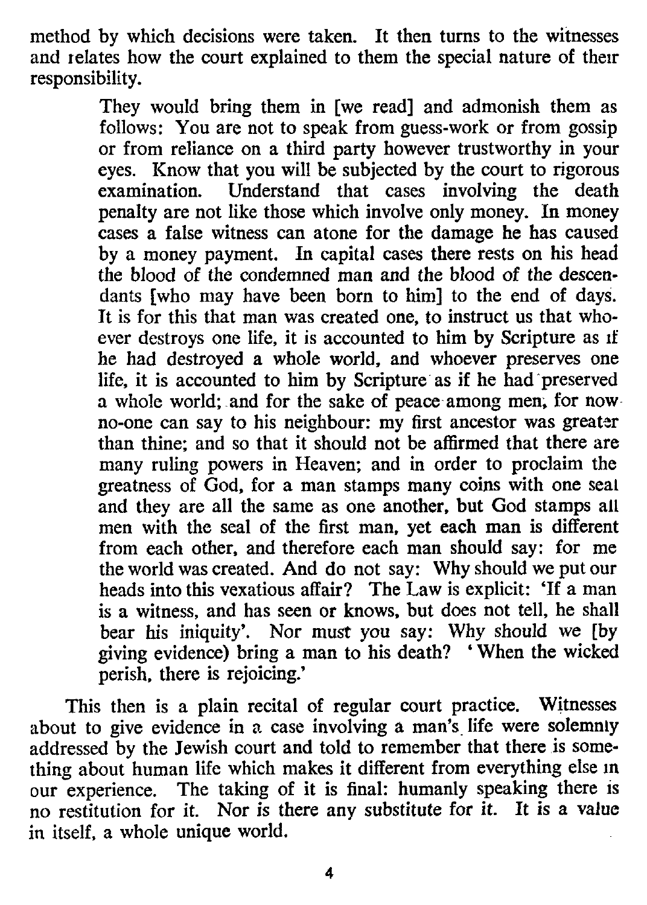method by which decisions were taken. It then turns to the witnesses and relates how the court explained to them the special nature of their responsibility.

> They would bring them in [we read] and admonish them as follows: You are not to speak from guess-work or from gossip or from reliance on a third party however trustworthy in your eyes. Know that you will be subjected by the court to rigorous examination. Understand that cases involving the death penalty are not like those which involve only money. In money cases a false witness can atone for the damage he has caused by a money payment. In capital cases there rests on his head the blood of the condemned man and the blood of the descendants [who may have been born to him] to the end of days. It is for this that man was created one, to instruct us that whoever destroys one life, it is accounted to him by Scripture as if he had destroyed a whole world, and whoever preserves one life, it is accounted to him by Scripture as if he had preserved a whole world; and for the sake of peace among men, for now no-one can say to his neighbour: my first ancestor was greater than thine; and so that it should not be affirmed that there are many ruling powers in Heaven; and in order to proclaim the greatness of God, for a man stamps many coins with one seal and they are all the same as one another, but God stamps all men with the seal of the first man, yet each man is different from each other, and therefore each man should say: for me the world was created. And do not say: Why should we put our heads into this vexatious affair? The Law is explicit: 'If a man is a witness, and has seen or knows, but does not tell, he shall bear his iniquity'. Nor must you say: Why should we [by giving evidence) bring a man to his death? 'When the wicked perish, there is rejoicing.'

This then is a plain recital of regular court practice. Witnesses about to give evidence in a case involving a man's life were solemnly addressed by the Jewish court and told to remember that there is something about human life which makes it different from everything else in our experience. The taking of it is final: humanly speaking there is no restitution for it. Nor is there any substitute for it. It is a value in itself, a whole unique world.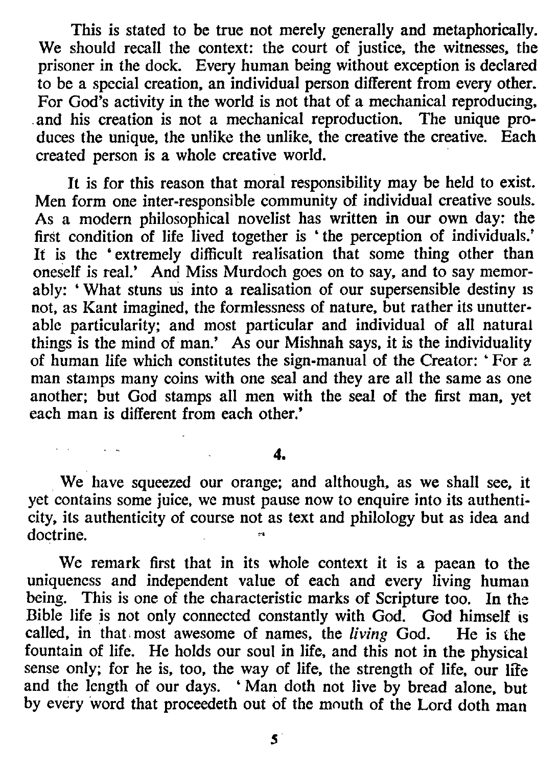This is stated to be true not merely generally and metaphorically. We should recall the context: the court of justice, the witnesses, the prisoner in the dock. Every human being without exception is declared to be a special creation, an individual person different from every other. For God's activity in the world is not that of a mechanical reproducing, and his creation is not a mechanical reproduction. The unique produces the unique, the unlike the unlike, the creative the creative. Each created person is a whole creative world.

It is for this reason that moral responsibility may be held to exist. Men form one inter-responsible community of individual creative souls. As a modern philosophical novelist has written in our own day: the first condition of life lived together is 'the perception of individuals.' It is the 'extremely difficult realisation that some thing other than oneself is real.' And Miss Murdoch goes on to say, and to say memorably: 'What stuns us into a realisation of our supersensible destiny is not, as Kant imagined, the formlessness of nature, but rather its unutterable particularity; and most particular and individual of all natural things is the mind of man.' As our Mishnah says, it is the individuality of human life which constitutes the sign-manual of the Creator: 'For a man stamps many coins with one seal and they are all the same as one another; but God stamps all men with the seal of the first man, yet each man is different from each other.'

## 4.

We have squeezed our orange; and although, as we shall see, it yet contains some juice, we must pause now to enquire into its authenticity, its authenticity of course not as text and philology but as idea and doctrine.

We remark first that in its whole context it is a paean to the uniqueness and independent value of each and every living human being. This is one of the characteristic marks of Scripture too. In the Bible life is not only connected constantly with God. God himself is called, in that most awesome of names, the *living* God. He is the fountain of life. He holds our soul in life, and this not in the physical sense only; for he is, too, the way of life, the strength of life, our life and the length of our days. 'Man doth not live by bread alone, but by every word that proceedeth out of the mouth of the Lord doth man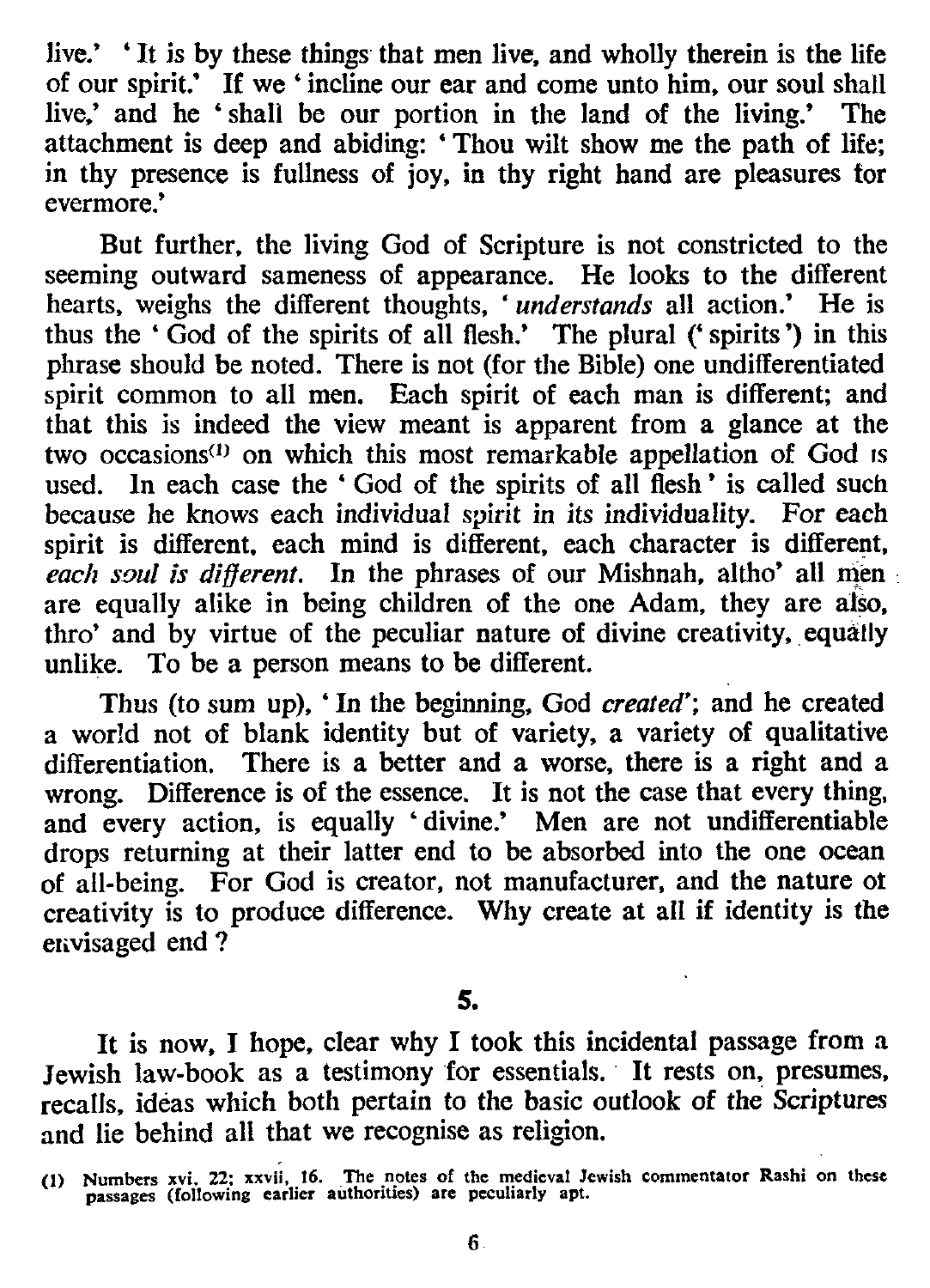live.' 'It is by these things that men live, and wholly therein is the life of our spirit.' If we 'incline our ear and come unto him, our soul shall live,' and he 'shall be our portion in the land of the living.' The attachment is deep and abiding: 'Thou wilt show me the path of life; in thy presence is fullness of joy, in thy right hand are pleasures for evermore.'

But further, the living God of Scripture is not constricted to the seeming outward sameness of appearance. He looks to the different hearts, weighs the different thoughts, '*understands* all action.' He is thus the 'God of the spirits of all flesh.' The plural ('spirits') in this phrase should be noted. There is not (for the Bible) one undifferentiated spirit common to all men. Each spirit of each man is different; and that this is indeed the view meant is apparent from a glance at the two occasions[1] on which this most remarkable appellation of God is used. In each case the 'God of the spirits of all flesh' is called such because he knows each individual spirit in its individuality. For each spirit is different, each mind is different, each character is different, *each soul is different*. In the phrases of our Mishnah, altho' all men are equally alike in being children of the one Adam, they are also, thro' and by virtue of the peculiar nature of divine creativity, equally unlike. To be a person means to be different.

Thus (to sum up), 'In the beginning, God *created*'; and he created a world not of blank identity but of variety, a variety of qualitative differentiation. There is a better and a worse, there is a right and a wrong. Difference is of the essence. It is not the case that every thing, and every action, is equally 'divine.' Men are not undifferentiable drops returning at their latter end to be absorbed into the one ocean of all-being. For God is creator, not manufacturer, and the nature of creativity is to produce difference. Why create at all if identity is the envisaged end?

## 5.

It is now, I hope, clear why I took this incidental passage from a Jewish law-book as a testimony for essentials. It rests on, presumes, recalls, ideas which both pertain to the basic outlook of the Scriptures and lie behind all that we recognise as religion.

(1) Numbers xvi. 22; xxvii. 16. The notes of the medieval Jewish commentator Rashi on these passages (following earlier authorities) are peculiarly apt.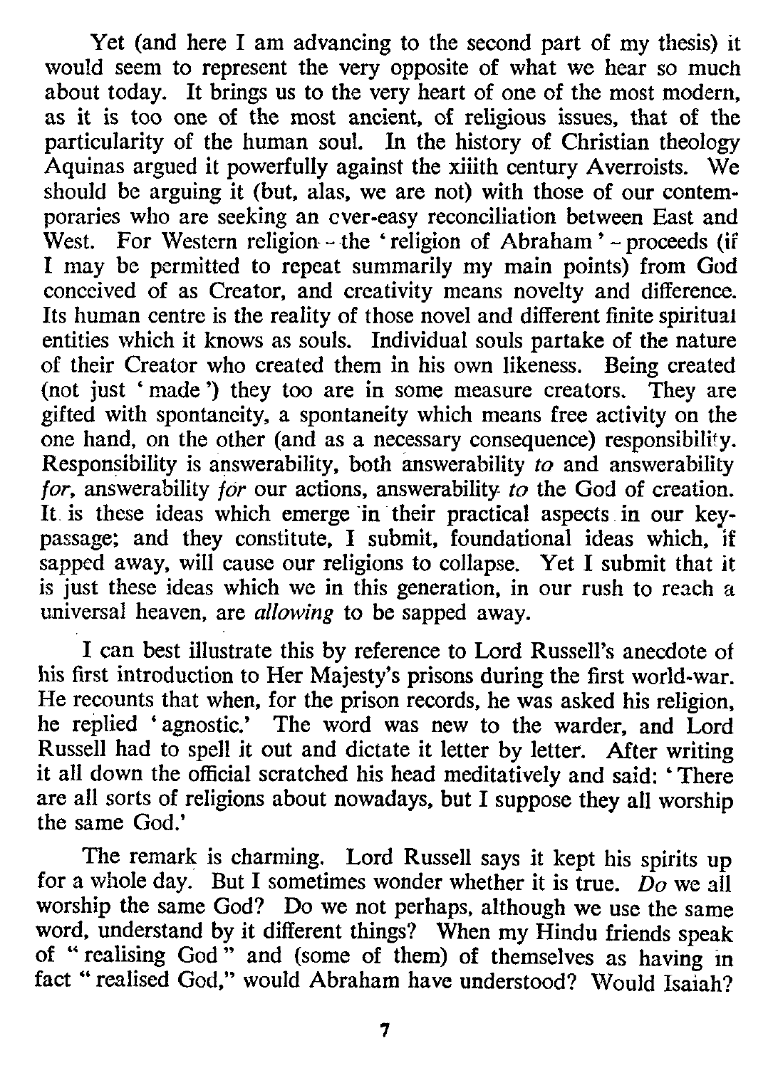Yet (and here I am advancing to the second part of my thesis) it would seem to represent the very opposite of what we hear so much about today. It brings us to the very heart of one of the most modern, as it is too one of the most ancient, of religious issues, that of the particularity of the human soul. In the history of Christian theology Aquinas argued it powerfully against the xiiith century Averroists. We should be arguing it (but, alas, we are not) with those of our contemporaries who are seeking an over-easy reconciliation between East and West. For Western religion – the 'religion of Abraham' – proceeds (if I may be permitted to repeat summarily my main points) from God conceived of as Creator, and creativity means novelty and difference. Its human centre is the reality of those novel and different finite spiritual entities which it knows as souls. Individual souls partake of the nature of their Creator who created them in his own likeness. Being created (not just 'made') they too are in some measure creators. They are gifted with spontaneity, a spontaneity which means free activity on the one hand, on the other (and as a necessary consequence) responsibility. Responsibility is answerability, both answerability *to* and answerability *for*, answerability *for* our actions, answerability *to* the God of creation. It is these ideas which emerge in their practical aspects in our key-passage; and they constitute, I submit, foundational ideas which, if sapped away, will cause our religions to collapse. Yet I submit that it is just these ideas which we in this generation, in our rush to reach a universal heaven, are *allowing* to be sapped away.

I can best illustrate this by reference to Lord Russell's anecdote of his first introduction to Her Majesty's prisons during the first world-war. He recounts that when, for the prison records, he was asked his religion, he replied 'agnostic.' The word was new to the warder, and Lord Russell had to spell it out and dictate it letter by letter. After writing it all down the official scratched his head meditatively and said: 'There are all sorts of religions about nowadays, but I suppose they all worship the same God.'

The remark is charming. Lord Russell says it kept his spirits up for a whole day. But I sometimes wonder whether it is true. *Do* we all worship the same God? Do we not perhaps, although we use the same word, understand by it different things? When my Hindu friends speak of "realising God" and (some of them) of themselves as having in fact "realised God," would Abraham have understood? Would Isaiah?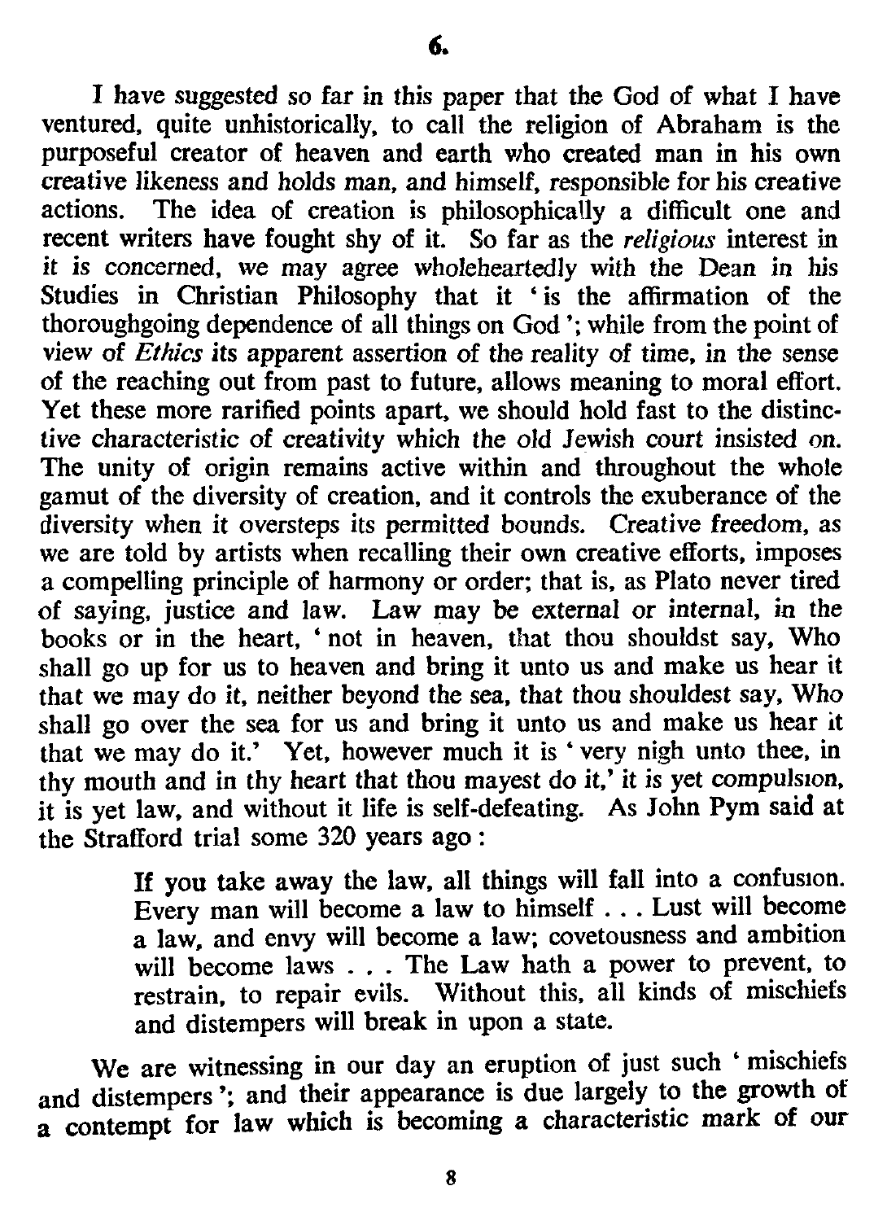## 6.

I have suggested so far in this paper that the God of what I have ventured, quite unhistorically, to call the religion of Abraham is the purposeful creator of heaven and earth who created man in his own creative likeness and holds man, and himself, responsible for his creative actions. The idea of creation is philosophically a difficult one and recent writers have fought shy of it. So far as the *religious* interest in it is concerned, we may agree wholeheartedly with the Dean in his Studies in Christian Philosophy that it 'is the affirmation of the thoroughgoing dependence of all things on God'; while from the point of view of *Ethics* its apparent assertion of the reality of time, in the sense of the reaching out from past to future, allows meaning to moral effort. Yet these more rarified points apart, we should hold fast to the distinctive characteristic of creativity which the old Jewish court insisted on. The unity of origin remains active within and throughout the whole gamut of the diversity of creation, and it controls the exuberance of the diversity when it oversteps its permitted bounds. Creative freedom, as we are told by artists when recalling their own creative efforts, imposes a compelling principle of harmony or order; that is, as Plato never tired of saying, justice and law. Law may be external or internal, in the books or in the heart, 'not in heaven, that thou shouldst say, Who shall go up for us to heaven and bring it unto us and make us hear it that we may do it, neither beyond the sea, that thou shouldest say, Who shall go over the sea for us and bring it unto us and make us hear it that we may do it.' Yet, however much it is 'very nigh unto thee, in thy mouth and in thy heart that thou mayest do it,' it is yet compulsion, it is yet law, and without it life is self-defeating. As John Pym said at the Strafford trial some 320 years ago:

> If you take away the law, all things will fall into a confusion. Every man will become a law to himself . . . Lust will become a law, and envy will become a law; covetousness and ambition will become laws . . . The Law hath a power to prevent, to restrain, to repair evils. Without this, all kinds of mischiefs and distempers will break in upon a state.

We are witnessing in our day an eruption of just such 'mischiefs and distempers'; and their appearance is due largely to the growth of a contempt for law which is becoming a characteristic mark of our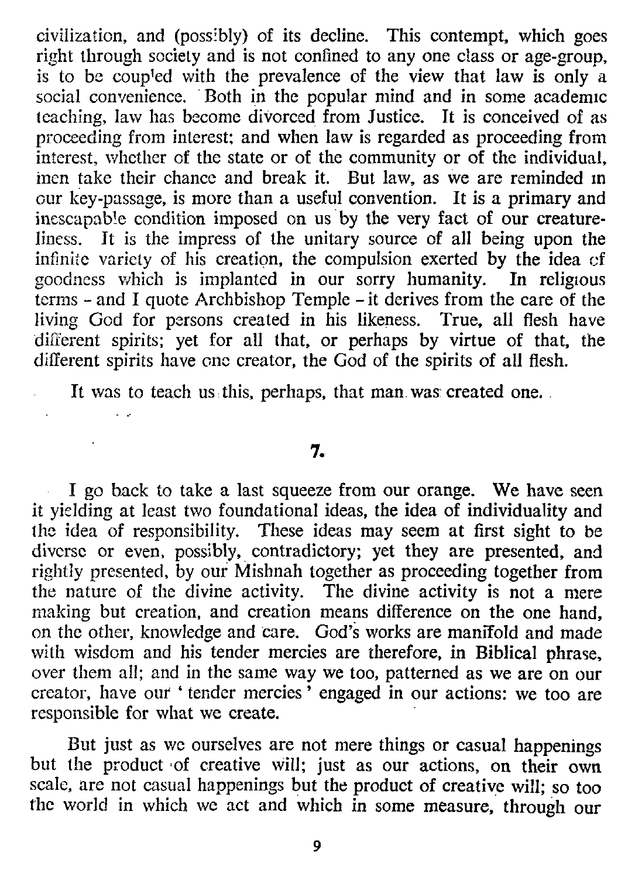civilization, and (possibly) of its decline. This contempt, which goes right through society and is not confined to any one class or age-group, is to be coupled with the prevalence of the view that law is only a social convenience. Both in the popular mind and in some academic teaching, law has become divorced from Justice. It is conceived of as proceeding from interest; and when law is regarded as proceeding from interest, whether of the state or of the community or of the individual, men take their chance and break it. But law, as we are reminded in our key-passage, is more than a useful convention. It is a primary and inescapable condition imposed on us by the very fact of our creatureliness. It is the impress of the unitary source of all being upon the infinite variety of his creation, the compulsion exerted by the idea of goodness which is implanted in our sorry humanity. In religious terms - and I quote Archbishop Temple - it derives from the care of the living God for persons created in his likeness. True, all flesh have different spirits; yet for all that, or perhaps by virtue of that, the different spirits have one creator, the God of the spirits of all flesh.

It was to teach us this, perhaps, that man was created one.

## 7.

I go back to take a last squeeze from our orange. We have seen it yielding at least two foundational ideas, the idea of individuality and the idea of responsibility. These ideas may seem at first sight to be diverse or even, possibly, contradictory; yet they are presented, and rightly presented, by our Mishnah together as proceeding together from the nature of the divine activity. The divine activity is not a mere making but creation, and creation means difference on the one hand, on the other, knowledge and care. God's works are manifold and made with wisdom and his tender mercies are therefore, in Biblical phrase, over them all; and in the same way we too, patterned as we are on our creator, have our 'tender mercies' engaged in our actions: we too are responsible for what we create.

But just as we ourselves are not mere things or casual happenings but the product of creative will; just as our actions, on their own scale, are not casual happenings but the product of creative will; so too the world in which we act and which in some measure, through our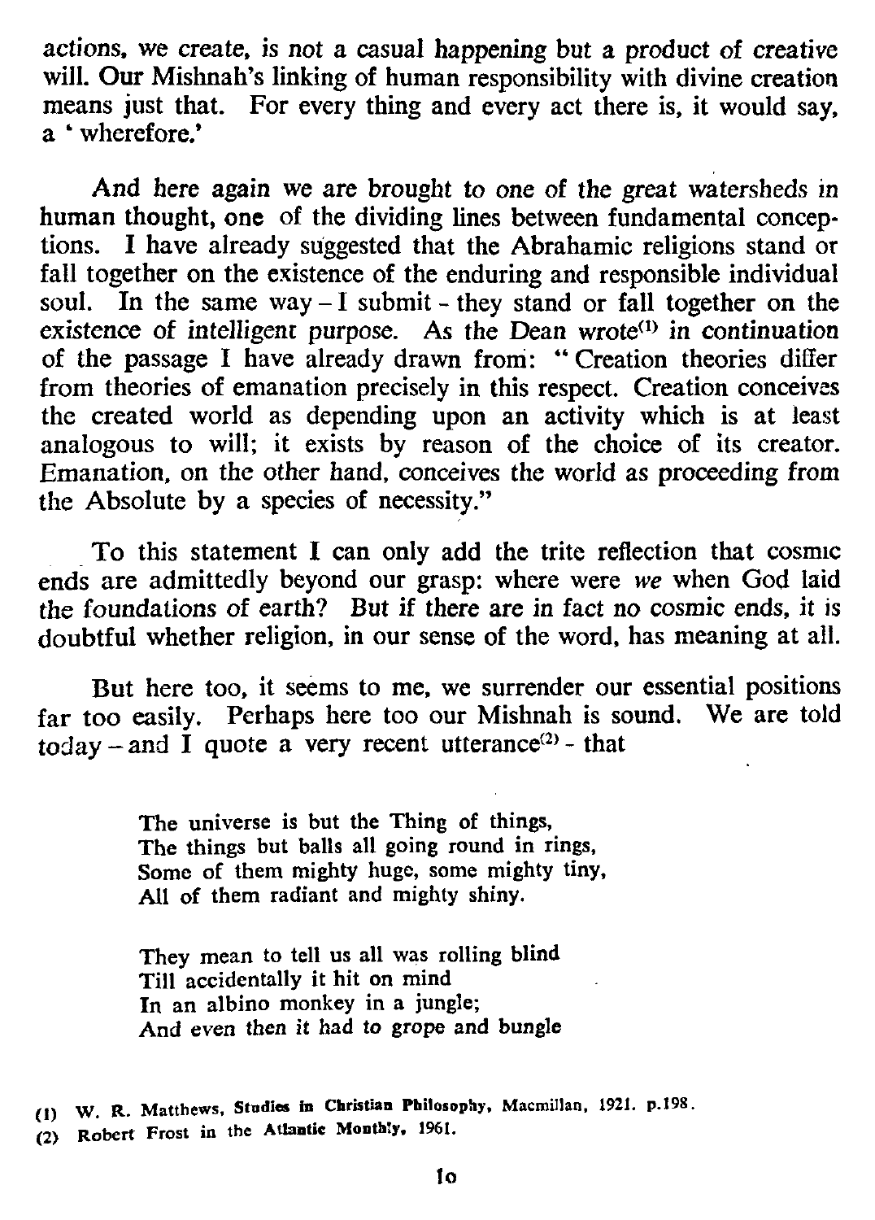actions, we create, is not a casual happening but a product of creative will. Our Mishnah's linking of human responsibility with divine creation means just that. For every thing and every act there is, it would say, a 'wherefore.'

And here again we are brought to one of the great watersheds in human thought, one of the dividing lines between fundamental conceptions. I have already suggested that the Abrahamic religions stand or fall together on the existence of the enduring and responsible individual soul. In the same way – I submit – they stand or fall together on the existence of intelligent purpose. As the Dean wrote[1] in continuation of the passage I have already drawn from: "Creation theories differ from theories of emanation precisely in this respect. Creation conceives the created world as depending upon an activity which is at least analogous to will; it exists by reason of the choice of its creator. Emanation, on the other hand, conceives the world as proceeding from the Absolute by a species of necessity."

To this statement I can only add the trite reflection that cosmic ends are admittedly beyond our grasp: where were *we* when God laid the foundations of earth? But if there are in fact no cosmic ends, it is doubtful whether religion, in our sense of the word, has meaning at all.

But here too, it seems to me, we surrender our essential positions far too easily. Perhaps here too our Mishnah is sound. We are told today – and I quote a very recent utterance[2] – that

> The universe is but the Thing of things,
> The things but balls all going round in rings,
> Some of them mighty huge, some mighty tiny,
> All of them radiant and mighty shiny.
>
> They mean to tell us all was rolling blind
> Till accidentally it hit on mind
> In an albino monkey in a jungle;
> And even then it had to grope and bungle

(1) W. R. Matthews, **Studies in Christian Philosophy**, Macmillan, 1921. p.198.
(2) Robert Frost in the **Atlantic Monthly**, 1961.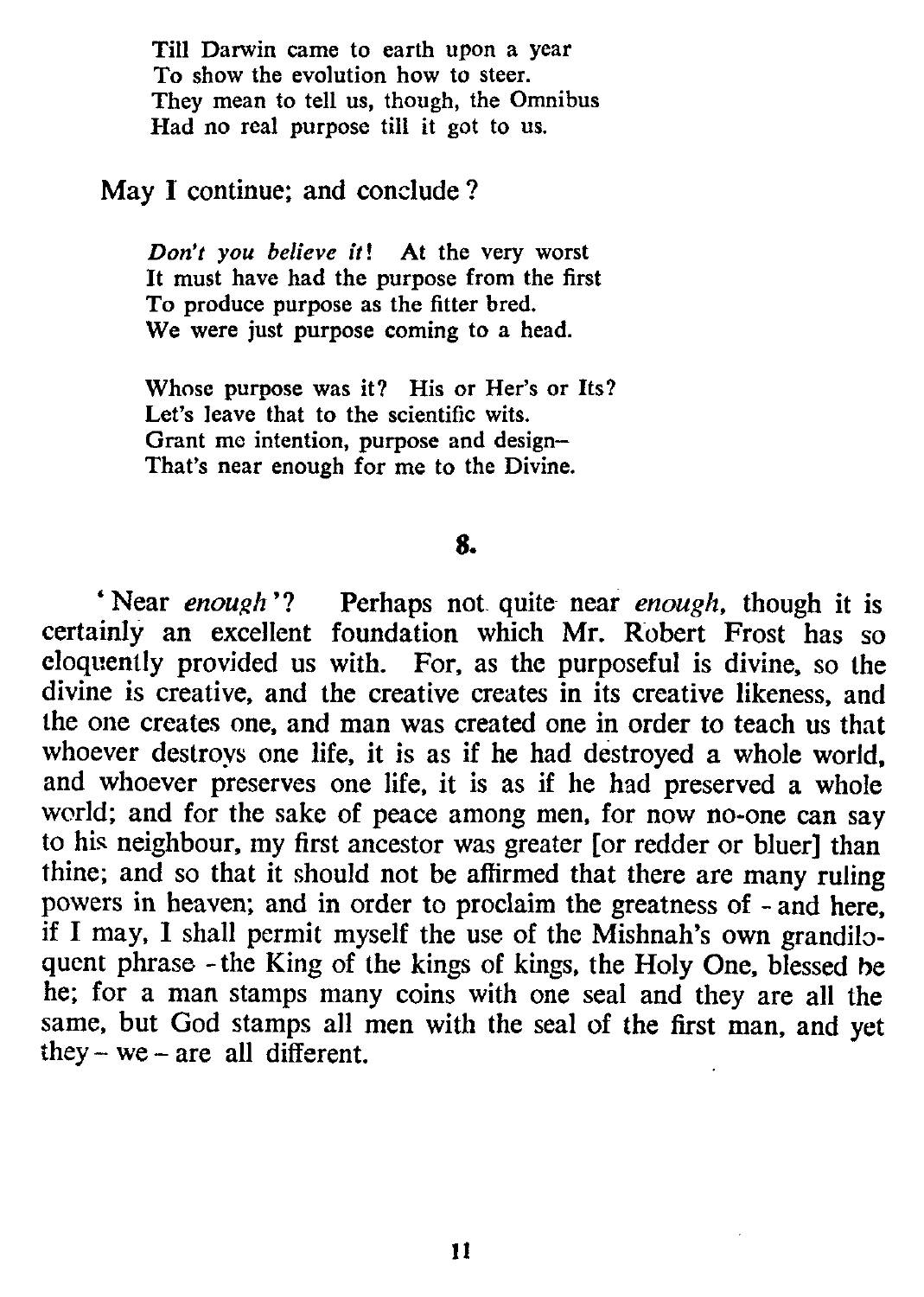Till Darwin came to earth upon a year
To show the evolution how to steer.
They mean to tell us, though, the Omnibus
Had no real purpose till it got to us.

May I continue; and conclude?

*Don't you believe it!* At the very worst
It must have had the purpose from the first
To produce purpose as the fitter bred.
We were just purpose coming to a head.

Whose purpose was it? His or Her's or Its?
Let's leave that to the scientific wits.
Grant me intention, purpose and design–
That's near enough for me to the Divine.

## 8.

'Near *enough*'? Perhaps not quite near *enough*, though it is certainly an excellent foundation which Mr. Robert Frost has so eloquently provided us with. For, as the purposeful is divine, so the divine is creative, and the creative creates in its creative likeness, and the one creates one, and man was created one in order to teach us that whoever destroys one life, it is as if he had destroyed a whole world, and whoever preserves one life, it is as if he had preserved a whole world; and for the sake of peace among men, for now no-one can say to his neighbour, my first ancestor was greater [or redder or bluer] than thine; and so that it should not be affirmed that there are many ruling powers in heaven; and in order to proclaim the greatness of - and here, if I may, I shall permit myself the use of the Mishnah's own grandiloquent phrase - the King of the kings of kings, the Holy One, blessed be he; for a man stamps many coins with one seal and they are all the same, but God stamps all men with the seal of the first man, and yet they – we – are all different.